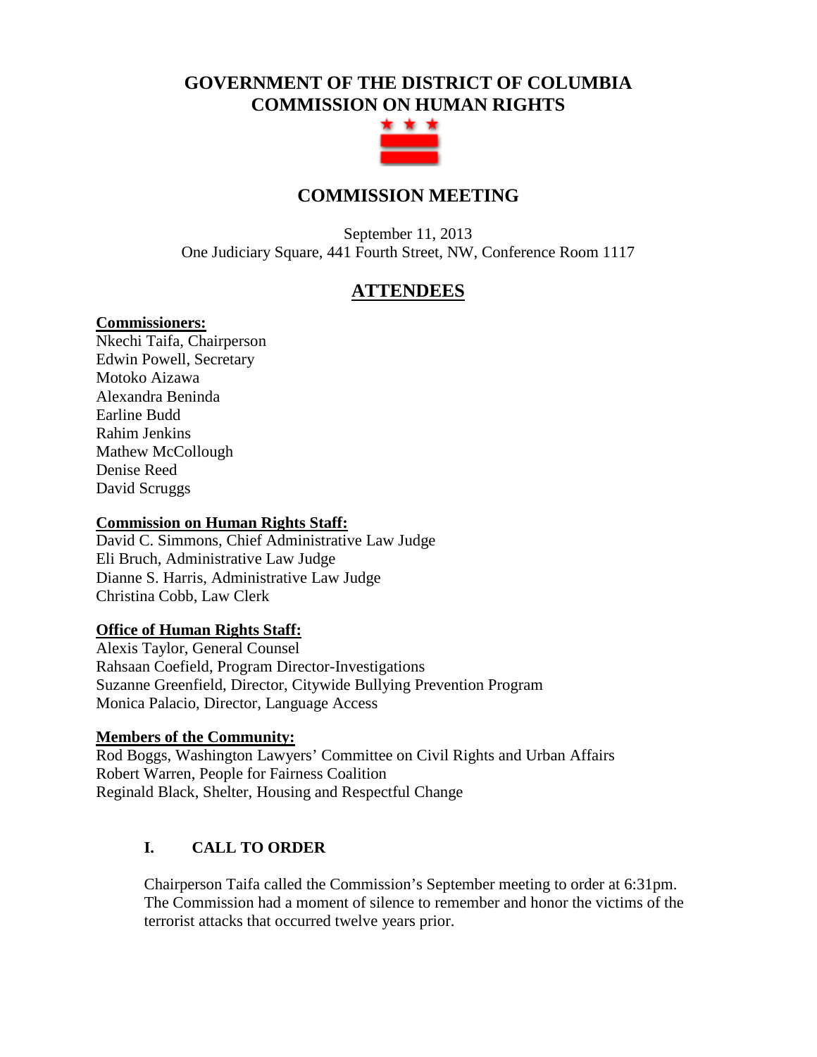# GOVERNMENT OF THE DISTRICT OF COLUMBIA
# COMMISSION ON HUMAN RIGHTS

## COMMISSION MEETING

September 11, 2013
One Judiciary Square, 441 Fourth Street, NW, Conference Room 1117

## ATTENDEES

**Commissioners:**
Nkechi Taifa, Chairperson
Edwin Powell, Secretary
Motoko Aizawa
Alexandra Beninda
Earline Budd
Rahim Jenkins
Mathew McCollough
Denise Reed
David Scruggs

**Commission on Human Rights Staff:**
David C. Simmons, Chief Administrative Law Judge
Eli Bruch, Administrative Law Judge
Dianne S. Harris, Administrative Law Judge
Christina Cobb, Law Clerk

**Office of Human Rights Staff:**
Alexis Taylor, General Counsel
Rahsaan Coefield, Program Director-Investigations
Suzanne Greenfield, Director, Citywide Bullying Prevention Program
Monica Palacio, Director, Language Access

**Members of the Community:**
Rod Boggs, Washington Lawyers' Committee on Civil Rights and Urban Affairs
Robert Warren, People for Fairness Coalition
Reginald Black, Shelter, Housing and Respectful Change

### I. CALL TO ORDER

Chairperson Taifa called the Commission's September meeting to order at 6:31pm. The Commission had a moment of silence to remember and honor the victims of the terrorist attacks that occurred twelve years prior.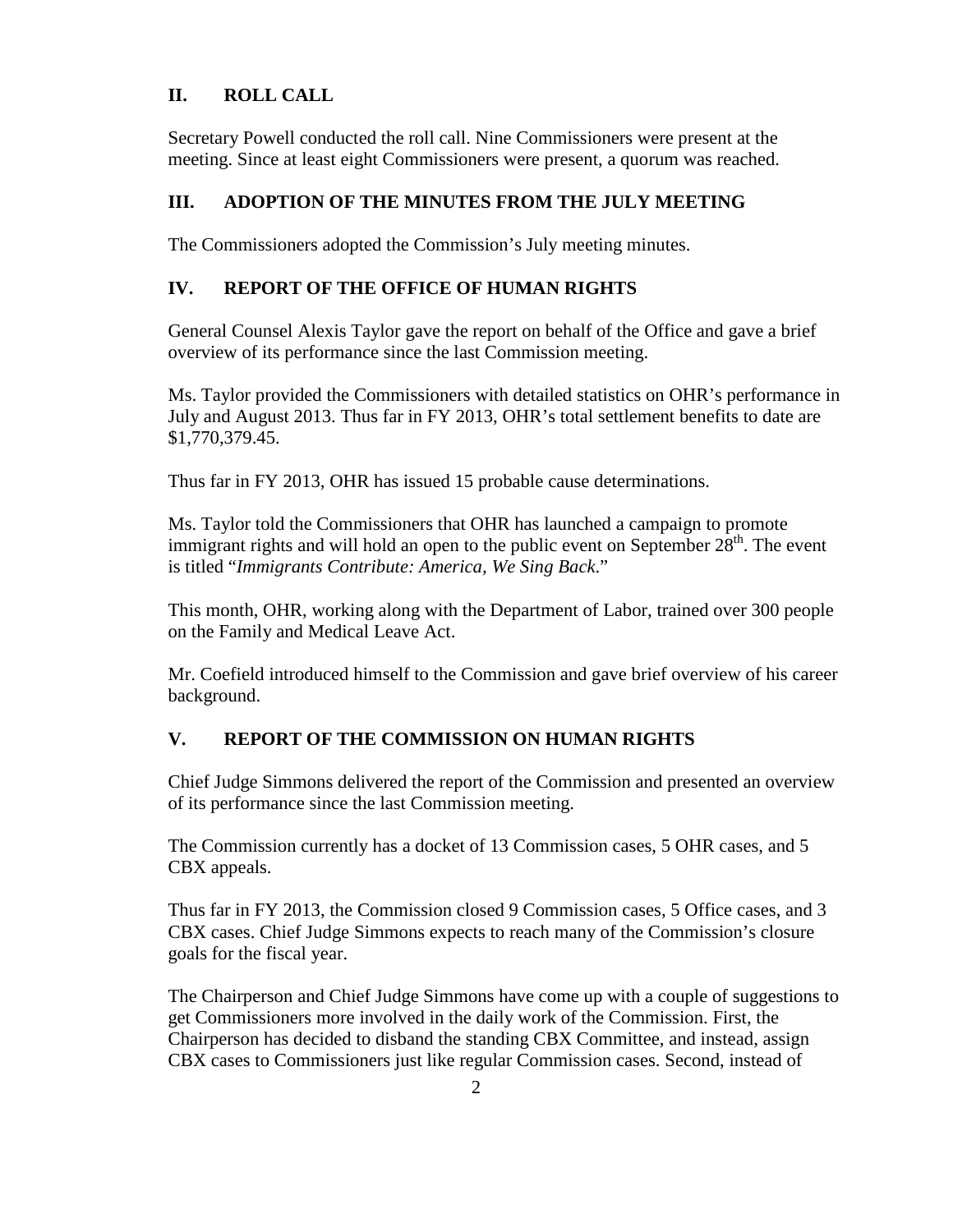## II. ROLL CALL

Secretary Powell conducted the roll call. Nine Commissioners were present at the meeting. Since at least eight Commissioners were present, a quorum was reached.

## III. ADOPTION OF THE MINUTES FROM THE JULY MEETING

The Commissioners adopted the Commission's July meeting minutes.

## IV. REPORT OF THE OFFICE OF HUMAN RIGHTS

General Counsel Alexis Taylor gave the report on behalf of the Office and gave a brief overview of its performance since the last Commission meeting.

Ms. Taylor provided the Commissioners with detailed statistics on OHR's performance in July and August 2013. Thus far in FY 2013, OHR's total settlement benefits to date are $1,770,379.45.

Thus far in FY 2013, OHR has issued 15 probable cause determinations.

Ms. Taylor told the Commissioners that OHR has launched a campaign to promote immigrant rights and will hold an open to the public event on September 28th. The event is titled "*Immigrants Contribute: America, We Sing Back*."

This month, OHR, working along with the Department of Labor, trained over 300 people on the Family and Medical Leave Act.

Mr. Coefield introduced himself to the Commission and gave brief overview of his career background.

## V. REPORT OF THE COMMISSION ON HUMAN RIGHTS

Chief Judge Simmons delivered the report of the Commission and presented an overview of its performance since the last Commission meeting.

The Commission currently has a docket of 13 Commission cases, 5 OHR cases, and 5 CBX appeals.

Thus far in FY 2013, the Commission closed 9 Commission cases, 5 Office cases, and 3 CBX cases. Chief Judge Simmons expects to reach many of the Commission's closure goals for the fiscal year.

The Chairperson and Chief Judge Simmons have come up with a couple of suggestions to get Commissioners more involved in the daily work of the Commission. First, the Chairperson has decided to disband the standing CBX Committee, and instead, assign CBX cases to Commissioners just like regular Commission cases. Second, instead of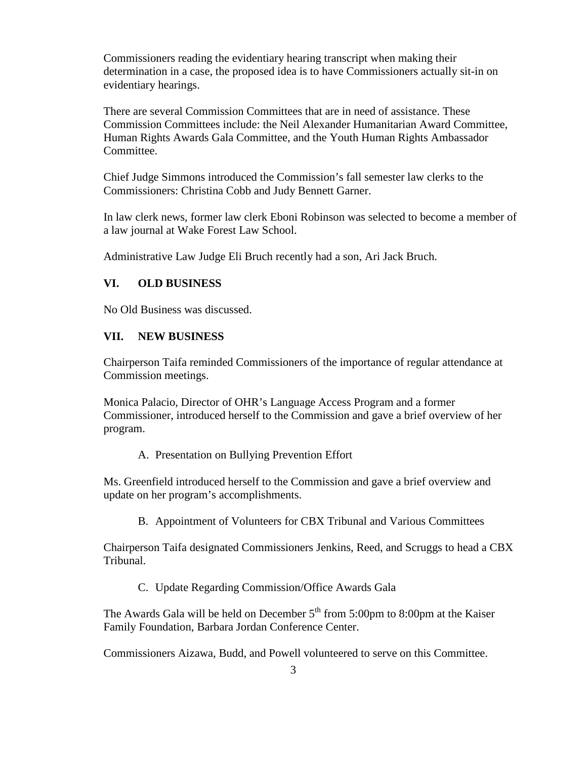Commissioners reading the evidentiary hearing transcript when making their determination in a case, the proposed idea is to have Commissioners actually sit-in on evidentiary hearings.

There are several Commission Committees that are in need of assistance. These Commission Committees include: the Neil Alexander Humanitarian Award Committee, Human Rights Awards Gala Committee, and the Youth Human Rights Ambassador Committee.

Chief Judge Simmons introduced the Commission's fall semester law clerks to the Commissioners: Christina Cobb and Judy Bennett Garner.

In law clerk news, former law clerk Eboni Robinson was selected to become a member of a law journal at Wake Forest Law School.

Administrative Law Judge Eli Bruch recently had a son, Ari Jack Bruch.

## VI. OLD BUSINESS

No Old Business was discussed.

## VII. NEW BUSINESS

Chairperson Taifa reminded Commissioners of the importance of regular attendance at Commission meetings.

Monica Palacio, Director of OHR's Language Access Program and a former Commissioner, introduced herself to the Commission and gave a brief overview of her program.

A. Presentation on Bullying Prevention Effort

Ms. Greenfield introduced herself to the Commission and gave a brief overview and update on her program's accomplishments.

B. Appointment of Volunteers for CBX Tribunal and Various Committees

Chairperson Taifa designated Commissioners Jenkins, Reed, and Scruggs to head a CBX Tribunal.

C. Update Regarding Commission/Office Awards Gala

The Awards Gala will be held on December 5th from 5:00pm to 8:00pm at the Kaiser Family Foundation, Barbara Jordan Conference Center.

Commissioners Aizawa, Budd, and Powell volunteered to serve on this Committee.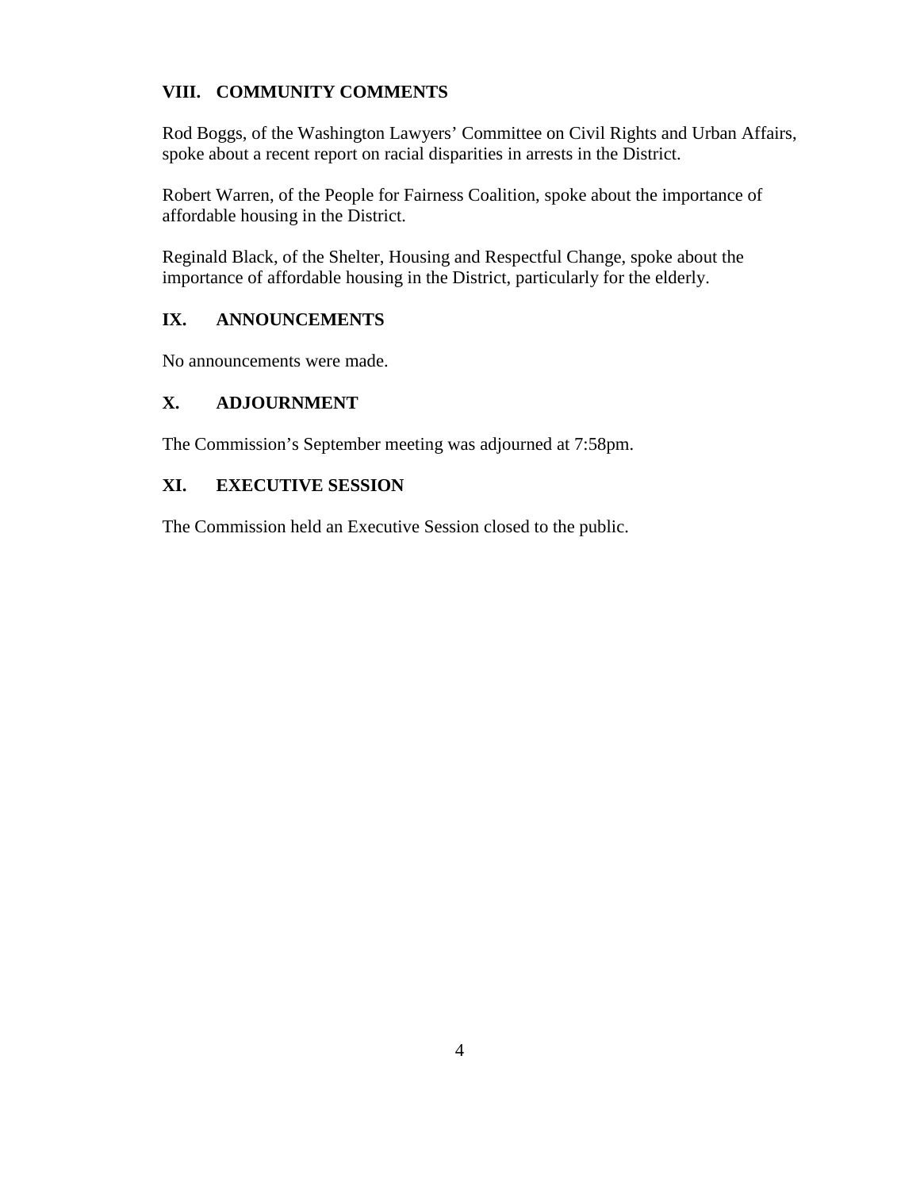## VIII. COMMUNITY COMMENTS

Rod Boggs, of the Washington Lawyers' Committee on Civil Rights and Urban Affairs, spoke about a recent report on racial disparities in arrests in the District.

Robert Warren, of the People for Fairness Coalition, spoke about the importance of affordable housing in the District.

Reginald Black, of the Shelter, Housing and Respectful Change, spoke about the importance of affordable housing in the District, particularly for the elderly.

## IX. ANNOUNCEMENTS

No announcements were made.

## X. ADJOURNMENT

The Commission's September meeting was adjourned at 7:58pm.

## XI. EXECUTIVE SESSION

The Commission held an Executive Session closed to the public.